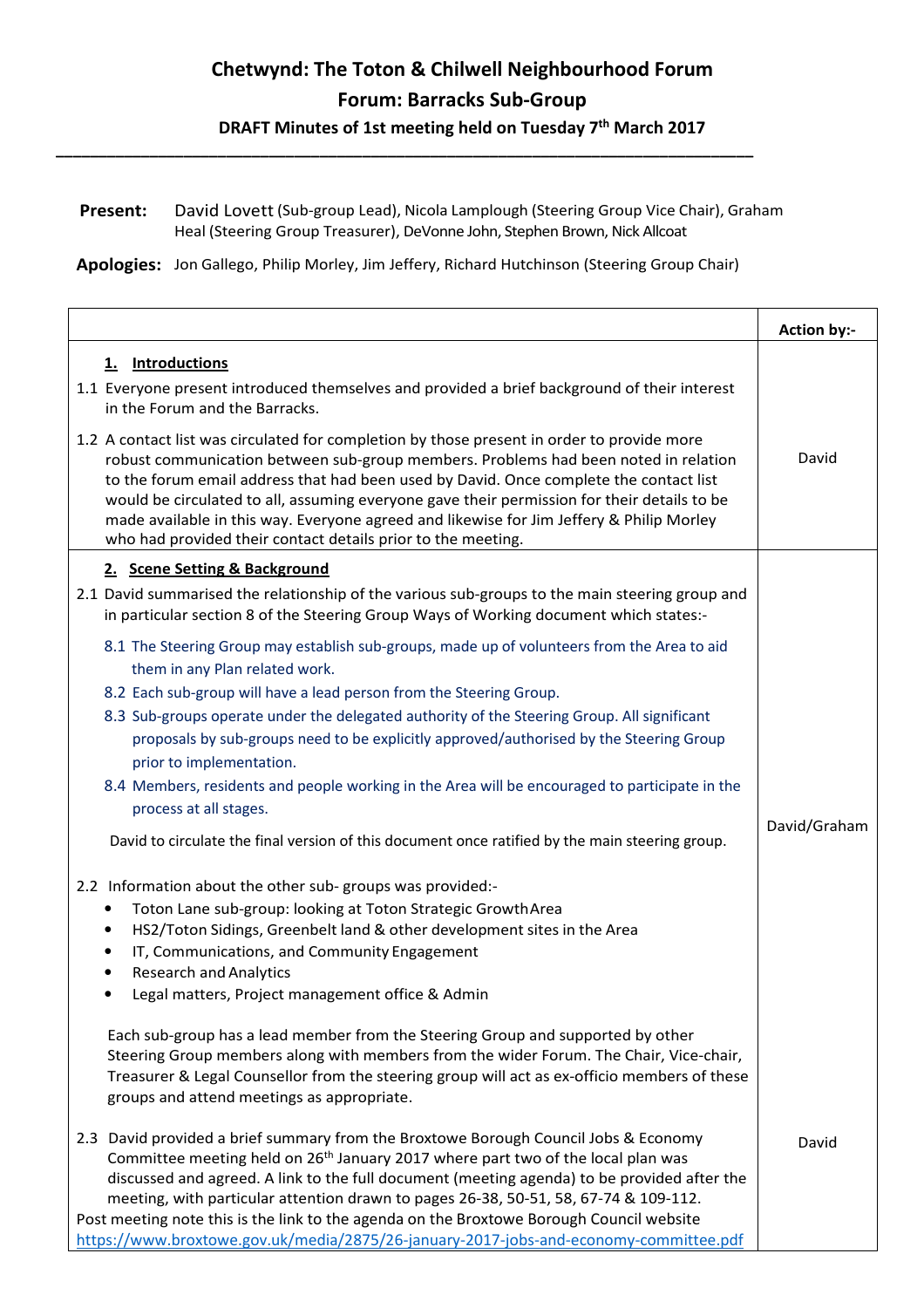## Chetwynd: The Toton & Chilwell Neighbourhood Forum

## Forum: Barracks Sub-Group

### DRAFT Minutes of 1st meeting held on Tuesday 7th March 2017

---

**Present:** David Lovett (Sub-group Lead), Nicola Lamplough (Steering Group Vice Chair), Graham Heal (Steering Group Treasurer), DeVonne John, Stephen Brown, Nick Allcoat

**Apologies:** Jon Gallego, Philip Morley, Jim Jeffery, Richard Hutchinson (Steering Group Chair)

| | Action by:- |
|---|---|
| **1. Introductions**<br>1.1 Everyone present introduced themselves and provided a brief background of their interest in the Forum and the Barracks.<br>1.2 A contact list was circulated for completion by those present in order to provide more robust communication between sub-group members. Problems had been noted in relation to the forum email address that had been used by David. Once complete the contact list would be circulated to all, assuming everyone gave their permission for their details to be made available in this way. Everyone agreed and likewise for Jim Jeffery & Philip Morley who had provided their contact details prior to the meeting. | David |
| **2. Scene Setting & Background**<br>2.1 David summarised the relationship of the various sub-groups to the main steering group and in particular section 8 of the Steering Group Ways of Working document which states:-<br>8.1 The Steering Group may establish sub-groups, made up of volunteers from the Area to aid them in any Plan related work.<br>8.2 Each sub-group will have a lead person from the Steering Group.<br>8.3 Sub-groups operate under the delegated authority of the Steering Group. All significant proposals by sub-groups need to be explicitly approved/authorised by the Steering Group prior to implementation.<br>8.4 Members, residents and people working in the Area will be encouraged to participate in the process at all stages.<br>David to circulate the final version of this document once ratified by the main steering group. | David/Graham |
| 2.2 Information about the other sub- groups was provided:-<br>• Toton Lane sub-group: looking at Toton Strategic Growth Area<br>• HS2/Toton Sidings, Greenbelt land & other development sites in the Area<br>• IT, Communications, and Community Engagement<br>• Research and Analytics<br>• Legal matters, Project management office & Admin<br>Each sub-group has a lead member from the Steering Group and supported by other Steering Group members along with members from the wider Forum. The Chair, Vice-chair, Treasurer & Legal Counsellor from the steering group will act as ex-officio members of these groups and attend meetings as appropriate. | |
| 2.3 David provided a brief summary from the Broxtowe Borough Council Jobs & Economy Committee meeting held on 26th January 2017 where part two of the local plan was discussed and agreed. A link to the full document (meeting agenda) to be provided after the meeting, with particular attention drawn to pages 26-38, 50-51, 58, 67-74 & 109-112.<br>Post meeting note this is the link to the agenda on the Broxtowe Borough Council website https://www.broxtowe.gov.uk/media/2875/26-january-2017-jobs-and-economy-committee.pdf | David |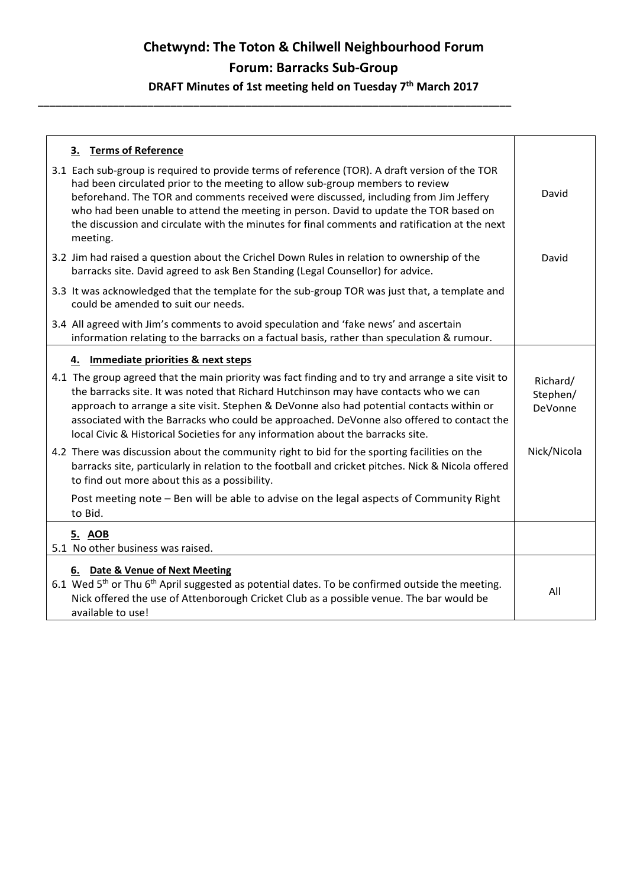# Chetwynd: The Toton & Chilwell Neighbourhood Forum

## Forum: Barracks Sub-Group

### DRAFT Minutes of 1st meeting held on Tuesday 7th March 2017

| | |
|---|---|
| **3. Terms of Reference** | |
| 3.1 Each sub-group is required to provide terms of reference (TOR). A draft version of the TOR had been circulated prior to the meeting to allow sub-group members to review beforehand. The TOR and comments received were discussed, including from Jim Jeffery who had been unable to attend the meeting in person. David to update the TOR based on the discussion and circulate with the minutes for final comments and ratification at the next meeting. | David |
| 3.2 Jim had raised a question about the Crichel Down Rules in relation to ownership of the barracks site. David agreed to ask Ben Standing (Legal Counsellor) for advice. | David |
| 3.3 It was acknowledged that the template for the sub-group TOR was just that, a template and could be amended to suit our needs. | |
| 3.4 All agreed with Jim's comments to avoid speculation and 'fake news' and ascertain information relating to the barracks on a factual basis, rather than speculation & rumour. | |
| **4. Immediate priorities & next steps** | |
| 4.1 The group agreed that the main priority was fact finding and to try and arrange a site visit to the barracks site. It was noted that Richard Hutchinson may have contacts who we can approach to arrange a site visit. Stephen & DeVonne also had potential contacts within or associated with the Barracks who could be approached. DeVonne also offered to contact the local Civic & Historical Societies for any information about the barracks site. | Richard/ Stephen/ DeVonne |
| 4.2 There was discussion about the community right to bid for the sporting facilities on the barracks site, particularly in relation to the football and cricket pitches. Nick & Nicola offered to find out more about this as a possibility. Post meeting note – Ben will be able to advise on the legal aspects of Community Right to Bid. | Nick/Nicola |
| **5. AOB** | |
| 5.1 No other business was raised. | |
| **6. Date & Venue of Next Meeting** | |
| 6.1 Wed 5th or Thu 6th April suggested as potential dates. To be confirmed outside the meeting. Nick offered the use of Attenborough Cricket Club as a possible venue. The bar would be available to use! | All |